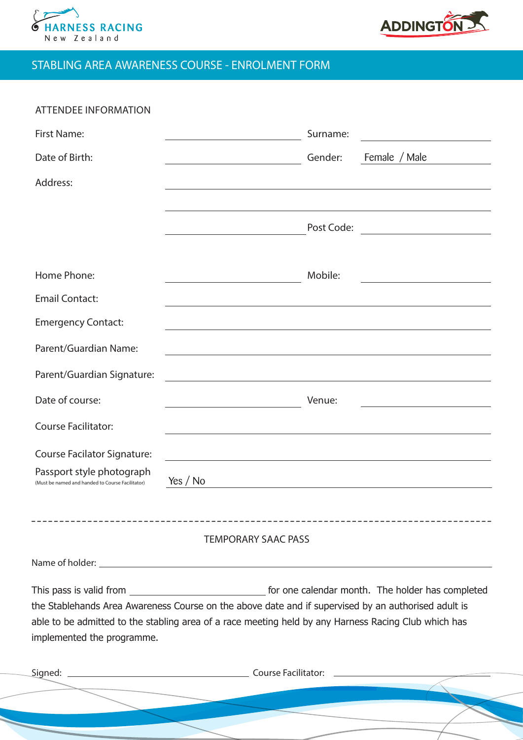HARNESS RACING New Zealand

ADDINGTON

# STABLING AREA AWARENESS COURSE - ENROLMENT FORM

## ATTENDEE INFORMATION

| | | | |
|---|---|---|---|
| First Name: | | Surname: | |
| Date of Birth: | | Gender: | Female / Male |
| Address: | | | |
| | | | |
| | | Post Code: | |
| Home Phone: | | Mobile: | |
| Email Contact: | | | |
| Emergency Contact: | | | |
| Parent/Guardian Name: | | | |
| Parent/Guardian Signature: | | | |
| Date of course: | | Venue: | |
| Course Facilitator: | | | |
| Course Facilator Signature: | | | |
| Passport style photograph (Must be named and handed to Course Facilitator) | Yes / No | | |

---

## TEMPORARY SAAC PASS

Name of holder: ______________________________

This pass is valid from ____________________ for one calendar month. The holder has completed the Stablehands Area Awareness Course on the above date and if supervised by an authorised adult is able to be admitted to the stabling area of a race meeting held by any Harness Racing Club which has implemented the programme.

Signed: ____________________ Course Facilitator: ____________________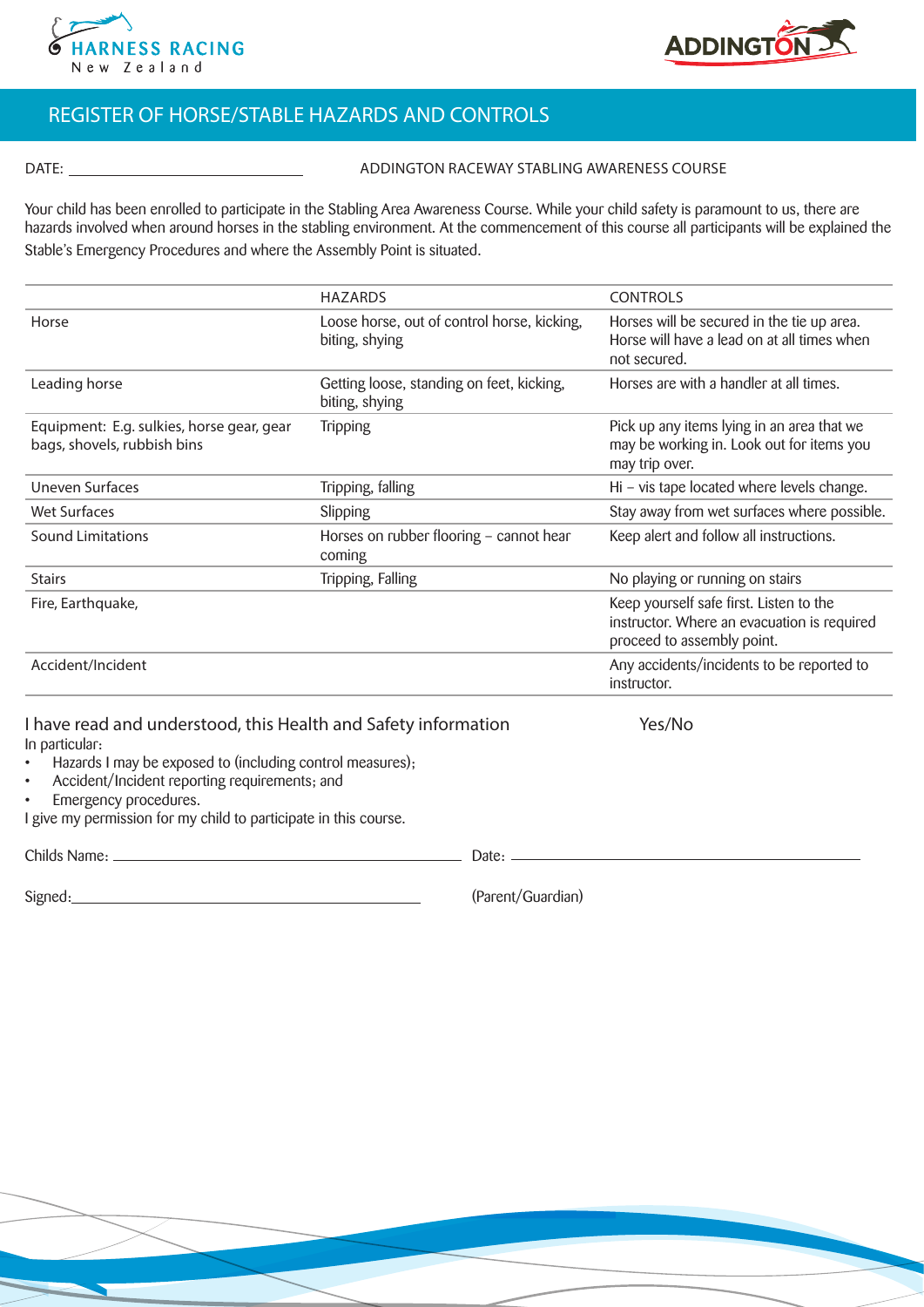HARNESS RACING New Zealand

ADDINGTON

# REGISTER OF HORSE/STABLE HAZARDS AND CONTROLS

DATE: ______________________________ ADDINGTON RACEWAY STABLING AWARENESS COURSE

Your child has been enrolled to participate in the Stabling Area Awareness Course. While your child safety is paramount to us, there are hazards involved when around horses in the stabling environment. At the commencement of this course all participants will be explained the Stable's Emergency Procedures and where the Assembly Point is situated.

| | HAZARDS | CONTROLS |
|---|---|---|
| Horse | Loose horse, out of control horse, kicking, biting, shying | Horses will be secured in the tie up area. Horse will have a lead on at all times when not secured. |
| Leading horse | Getting loose, standing on feet, kicking, biting, shying | Horses are with a handler at all times. |
| Equipment: E.g. sulkies, horse gear, gear bags, shovels, rubbish bins | Tripping | Pick up any items lying in an area that we may be working in. Look out for items you may trip over. |
| Uneven Surfaces | Tripping, falling | Hi – vis tape located where levels change. |
| Wet Surfaces | Slipping | Stay away from wet surfaces where possible. |
| Sound Limitations | Horses on rubber flooring – cannot hear coming | Keep alert and follow all instructions. |
| Stairs | Tripping, Falling | No playing or running on stairs |
| Fire, Earthquake, | | Keep yourself safe first. Listen to the instructor. Where an evacuation is required proceed to assembly point. |
| Accident/Incident | | Any accidents/incidents to be reported to instructor. |

I have read and understood, this Health and Safety information Yes/No

In particular:

- Hazards I may be exposed to (including control measures);
- Accident/Incident reporting requirements; and
- Emergency procedures.

I give my permission for my child to participate in this course.

Childs Name: ______________________________ Date: ______________________________

Signed: ______________________________ (Parent/Guardian)